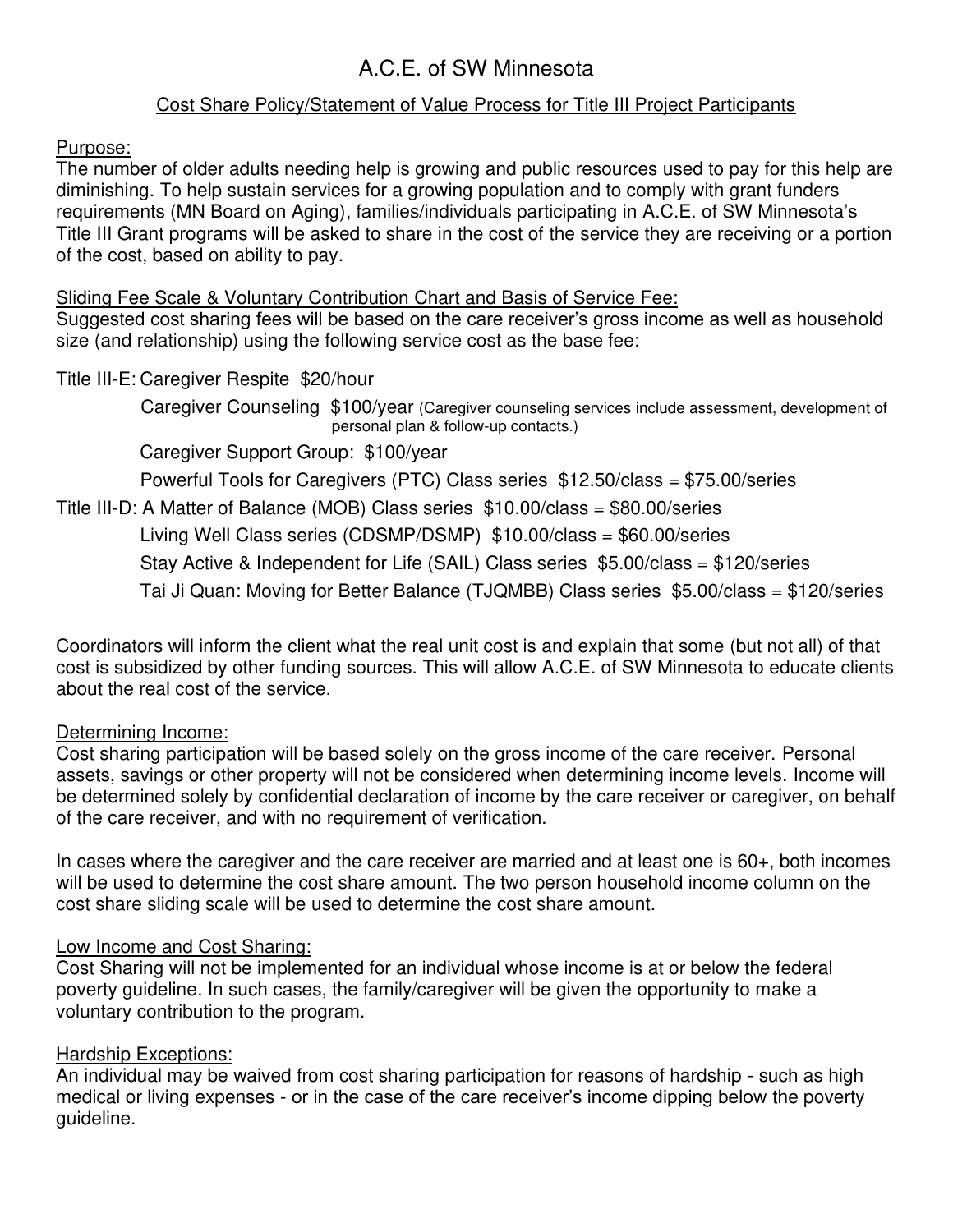# A.C.E. of SW Minnesota

## Cost Share Policy/Statement of Value Process for Title III Project Participants

Purpose:

The number of older adults needing help is growing and public resources used to pay for this help are diminishing. To help sustain services for a growing population and to comply with grant funders requirements (MN Board on Aging), families/individuals participating in A.C.E. of SW Minnesota's Title III Grant programs will be asked to share in the cost of the service they are receiving or a portion of the cost, based on ability to pay.

Sliding Fee Scale & Voluntary Contribution Chart and Basis of Service Fee:

Suggested cost sharing fees will be based on the care receiver's gross income as well as household size (and relationship) using the following service cost as the base fee:

Title III-E: Caregiver Respite $20/hour

Caregiver Counseling $100/year (Caregiver counseling services include assessment, development of personal plan & follow-up contacts.)

Caregiver Support Group: $100/year

Powerful Tools for Caregivers (PTC) Class series $12.50/class = $75.00/series

Title III-D: A Matter of Balance (MOB) Class series $10.00/class = $80.00/series

Living Well Class series (CDSMP/DSMP) $10.00/class = $60.00/series

Stay Active & Independent for Life (SAIL) Class series $5.00/class = $120/series

Tai Ji Quan: Moving for Better Balance (TJQMBB) Class series $5.00/class = $120/series

Coordinators will inform the client what the real unit cost is and explain that some (but not all) of that cost is subsidized by other funding sources. This will allow A.C.E. of SW Minnesota to educate clients about the real cost of the service.

Determining Income:

Cost sharing participation will be based solely on the gross income of the care receiver. Personal assets, savings or other property will not be considered when determining income levels. Income will be determined solely by confidential declaration of income by the care receiver or caregiver, on behalf of the care receiver, and with no requirement of verification.

In cases where the caregiver and the care receiver are married and at least one is 60+, both incomes will be used to determine the cost share amount. The two person household income column on the cost share sliding scale will be used to determine the cost share amount.

Low Income and Cost Sharing:

Cost Sharing will not be implemented for an individual whose income is at or below the federal poverty guideline. In such cases, the family/caregiver will be given the opportunity to make a voluntary contribution to the program.

Hardship Exceptions:

An individual may be waived from cost sharing participation for reasons of hardship - such as high medical or living expenses - or in the case of the care receiver's income dipping below the poverty guideline.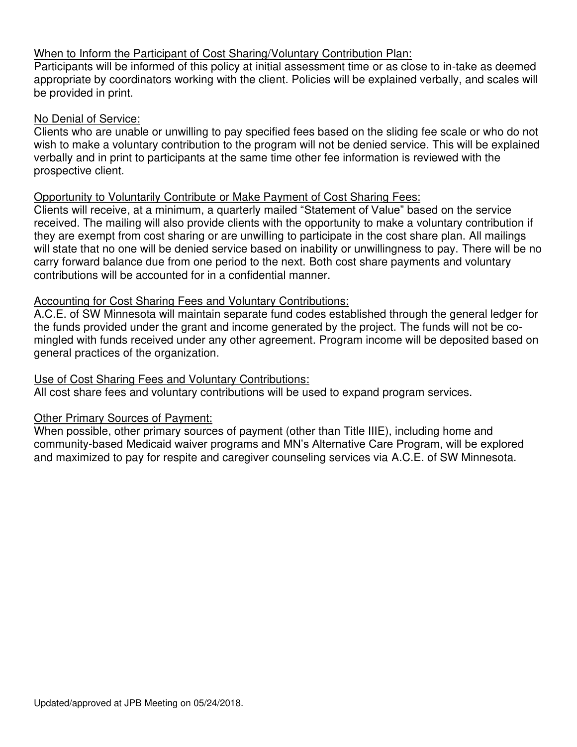When to Inform the Participant of Cost Sharing/Voluntary Contribution Plan:

Participants will be informed of this policy at initial assessment time or as close to in-take as deemed appropriate by coordinators working with the client. Policies will be explained verbally, and scales will be provided in print.

No Denial of Service:

Clients who are unable or unwilling to pay specified fees based on the sliding fee scale or who do not wish to make a voluntary contribution to the program will not be denied service. This will be explained verbally and in print to participants at the same time other fee information is reviewed with the prospective client.

Opportunity to Voluntarily Contribute or Make Payment of Cost Sharing Fees:

Clients will receive, at a minimum, a quarterly mailed "Statement of Value" based on the service received. The mailing will also provide clients with the opportunity to make a voluntary contribution if they are exempt from cost sharing or are unwilling to participate in the cost share plan. All mailings will state that no one will be denied service based on inability or unwillingness to pay. There will be no carry forward balance due from one period to the next. Both cost share payments and voluntary contributions will be accounted for in a confidential manner.

Accounting for Cost Sharing Fees and Voluntary Contributions:

A.C.E. of SW Minnesota will maintain separate fund codes established through the general ledger for the funds provided under the grant and income generated by the project. The funds will not be co-mingled with funds received under any other agreement. Program income will be deposited based on general practices of the organization.

Use of Cost Sharing Fees and Voluntary Contributions:

All cost share fees and voluntary contributions will be used to expand program services.

Other Primary Sources of Payment:

When possible, other primary sources of payment (other than Title IIIE), including home and community-based Medicaid waiver programs and MN's Alternative Care Program, will be explored and maximized to pay for respite and caregiver counseling services via A.C.E. of SW Minnesota.

Updated/approved at JPB Meeting on 05/24/2018.